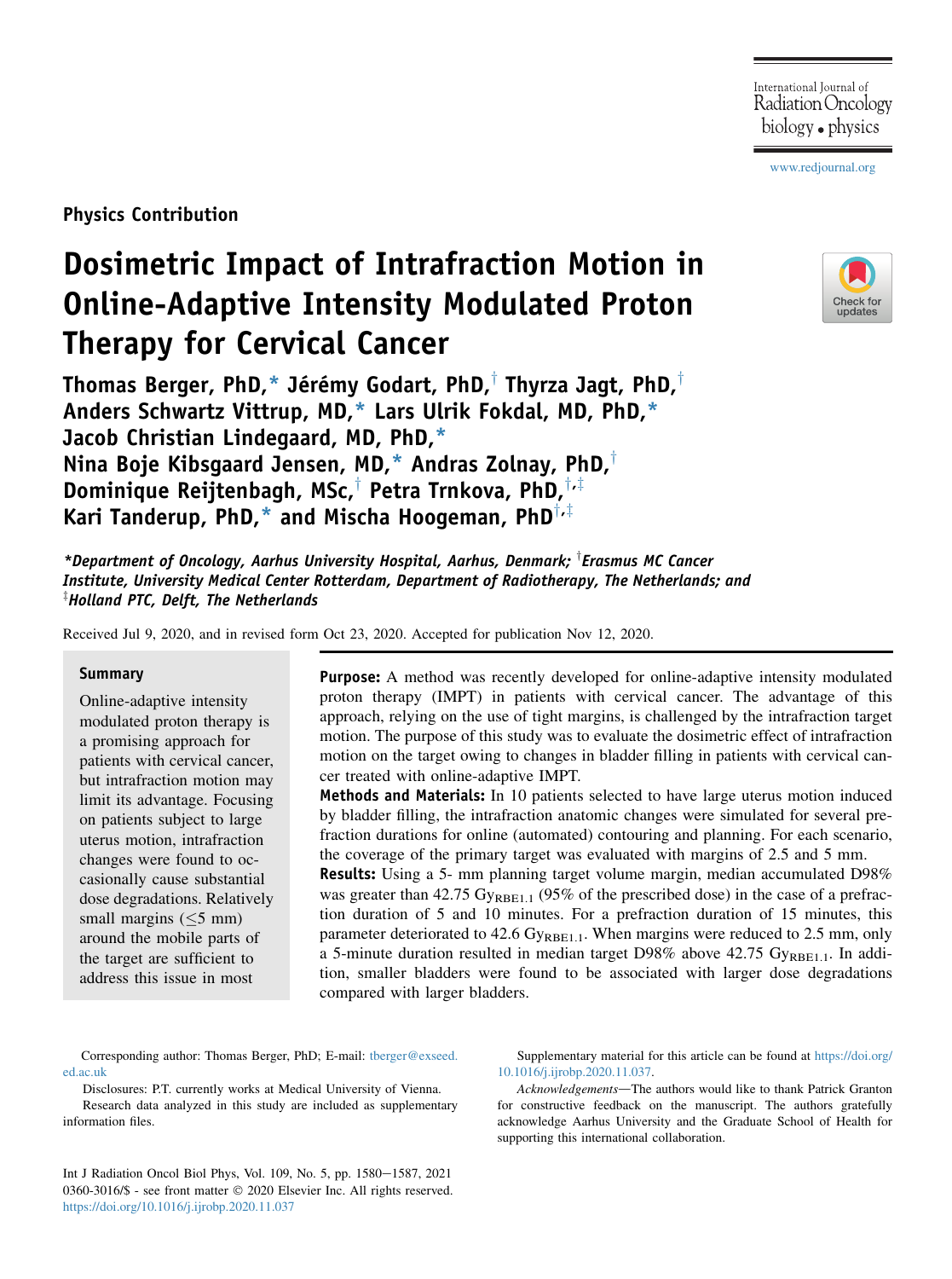Physics Contribution

# Dosimetric Impact of Intrafraction Motion in Online-Adaptive Intensity Modulated Proton Therapy for Cervical Cancer

**Thomas Berger, PhD,* Jérémy Godart, PhD,† Thyrza Jagt, PhD,† Anders Schwartz Vittrup, MD,* Lars Ulrik Fokdal, MD, PhD,* Jacob Christian Lindegaard, MD, PhD,* Nina Boje Kibsgaard Jensen, MD,* Andras Zolnay, PhD,† Dominique Reijtenbagh, MSc,† Petra Trnkova, PhD,†,‡ Kari Tanderup, PhD,* and Mischa Hoogeman, PhD†,‡**

*\*Department of Oncology, Aarhus University Hospital, Aarhus, Denmark; †Erasmus MC Cancer Institute, University Medical Center Rotterdam, Department of Radiotherapy, The Netherlands; and ‡Holland PTC, Delft, The Netherlands*

Received Jul 9, 2020, and in revised form Oct 23, 2020. Accepted for publication Nov 12, 2020.

## Summary

Online-adaptive intensity modulated proton therapy is a promising approach for patients with cervical cancer, but intrafraction motion may limit its advantage. Focusing on patients subject to large uterus motion, intrafraction changes were found to occasionally cause substantial dose degradations. Relatively small margins (≤5 mm) around the mobile parts of the target are sufficient to address this issue in most

**Purpose:** A method was recently developed for online-adaptive intensity modulated proton therapy (IMPT) in patients with cervical cancer. The advantage of this approach, relying on the use of tight margins, is challenged by the intrafraction target motion. The purpose of this study was to evaluate the dosimetric effect of intrafraction motion on the target owing to changes in bladder filling in patients with cervical cancer treated with online-adaptive IMPT.

**Methods and Materials:** In 10 patients selected to have large uterus motion induced by bladder filling, the intrafraction anatomic changes were simulated for several prefraction durations for online (automated) contouring and planning. For each scenario, the coverage of the primary target was evaluated with margins of 2.5 and 5 mm.

**Results:** Using a 5- mm planning target volume margin, median accumulated D98% was greater than 42.75 $Gy_{RBE1.1}$ (95% of the prescribed dose) in the case of a prefraction duration of 5 and 10 minutes. For a prefraction duration of 15 minutes, this parameter deteriorated to 42.6 $Gy_{RBE1.1}$. When margins were reduced to 2.5 mm, only a 5-minute duration resulted in median target D98% above 42.75 $Gy_{RBE1.1}$. In addition, smaller bladders were found to be associated with larger dose degradations compared with larger bladders.

Corresponding author: Thomas Berger, PhD; E-mail: tberger@exseed.ed.ac.uk

Disclosures: P.T. currently works at Medical University of Vienna.

Research data analyzed in this study are included as supplementary information files.

Supplementary material for this article can be found at https://doi.org/10.1016/j.ijrobp.2020.11.037.

*Acknowledgements*—The authors would like to thank Patrick Granton for constructive feedback on the manuscript. The authors gratefully acknowledge Aarhus University and the Graduate School of Health for supporting this international collaboration.

0360-3016/$ - see front matter © 2020 Elsevier Inc. All rights reserved.
https://doi.org/10.1016/j.ijrobp.2020.11.037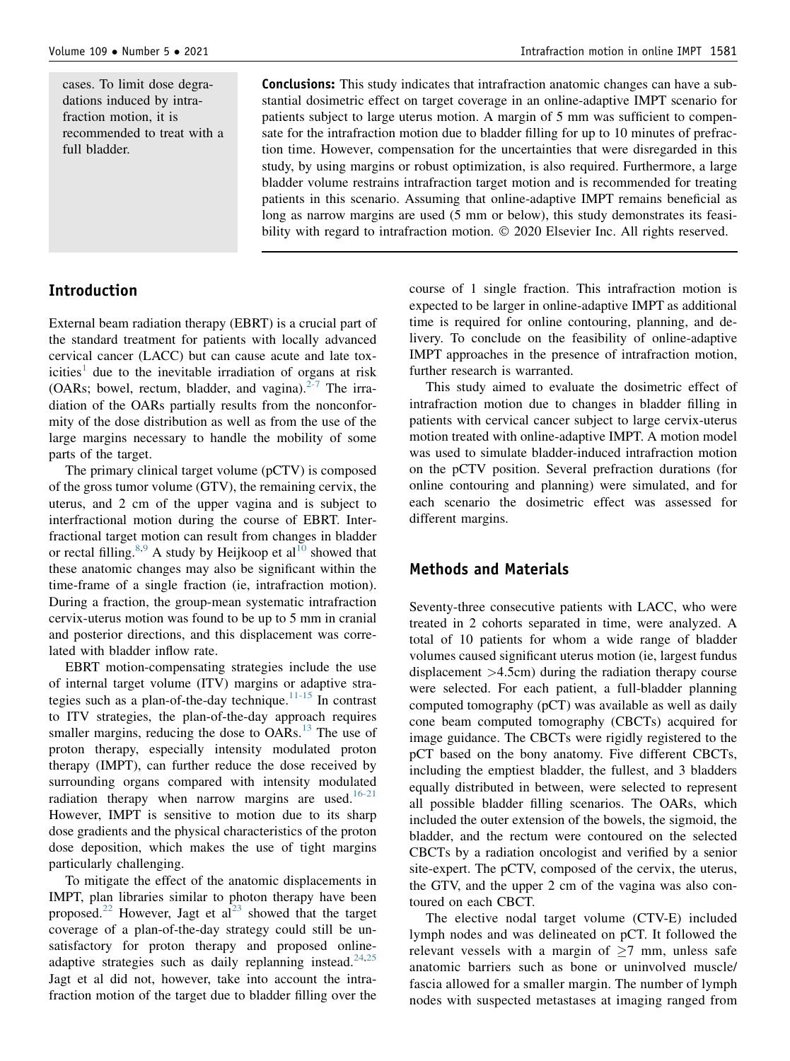cases. To limit dose degradations induced by intrafraction motion, it is recommended to treat with a full bladder.

**Conclusions:** This study indicates that intrafraction anatomic changes can have a substantial dosimetric effect on target coverage in an online-adaptive IMPT scenario for patients subject to large uterus motion. A margin of 5 mm was sufficient to compensate for the intrafraction motion due to bladder filling for up to 10 minutes of prefraction time. However, compensation for the uncertainties that were disregarded in this study, by using margins or robust optimization, is also required. Furthermore, a large bladder volume restrains intrafraction target motion and is recommended for treating patients in this scenario. Assuming that online-adaptive IMPT remains beneficial as long as narrow margins are used (5 mm or below), this study demonstrates its feasibility with regard to intrafraction motion. © 2020 Elsevier Inc. All rights reserved.

## Introduction

External beam radiation therapy (EBRT) is a crucial part of the standard treatment for patients with locally advanced cervical cancer (LACC) but can cause acute and late toxicities[1] due to the inevitable irradiation of organs at risk (OARs; bowel, rectum, bladder, and vagina).[2-7] The irradiation of the OARs partially results from the nonconformity of the dose distribution as well as from the use of the large margins necessary to handle the mobility of some parts of the target.

The primary clinical target volume (pCTV) is composed of the gross tumor volume (GTV), the remaining cervix, the uterus, and 2 cm of the upper vagina and is subject to interfractional motion during the course of EBRT. Interfractional target motion can result from changes in bladder or rectal filling.[8,9] A study by Heijkoop et al[10] showed that these anatomic changes may also be significant within the time-frame of a single fraction (ie, intrafraction motion). During a fraction, the group-mean systematic intrafraction cervix-uterus motion was found to be up to 5 mm in cranial and posterior directions, and this displacement was correlated with bladder inflow rate.

EBRT motion-compensating strategies include the use of internal target volume (ITV) margins or adaptive strategies such as a plan-of-the-day technique.[11-15] In contrast to ITV strategies, the plan-of-the-day approach requires smaller margins, reducing the dose to OARs.[13] The use of proton therapy, especially intensity modulated proton therapy (IMPT), can further reduce the dose received by surrounding organs compared with intensity modulated radiation therapy when narrow margins are used.[16-21] However, IMPT is sensitive to motion due to its sharp dose gradients and the physical characteristics of the proton dose deposition, which makes the use of tight margins particularly challenging.

To mitigate the effect of the anatomic displacements in IMPT, plan libraries similar to photon therapy have been proposed.[22] However, Jagt et al[23] showed that the target coverage of a plan-of-the-day strategy could still be unsatisfactory for proton therapy and proposed online-adaptive strategies such as daily replanning instead.[24,25] Jagt et al did not, however, take into account the intrafraction motion of the target due to bladder filling over the course of 1 single fraction. This intrafraction motion is expected to be larger in online-adaptive IMPT as additional time is required for online contouring, planning, and delivery. To conclude on the feasibility of online-adaptive IMPT approaches in the presence of intrafraction motion, further research is warranted.

This study aimed to evaluate the dosimetric effect of intrafraction motion due to changes in bladder filling in patients with cervical cancer subject to large cervix-uterus motion treated with online-adaptive IMPT. A motion model was used to simulate bladder-induced intrafraction motion on the pCTV position. Several prefraction durations (for online contouring and planning) were simulated, and for each scenario the dosimetric effect was assessed for different margins.

## Methods and Materials

Seventy-three consecutive patients with LACC, who were treated in 2 cohorts separated in time, were analyzed. A total of 10 patients for whom a wide range of bladder volumes caused significant uterus motion (ie, largest fundus displacement >4.5cm) during the radiation therapy course were selected. For each patient, a full-bladder planning computed tomography (pCT) was available as well as daily cone beam computed tomography (CBCTs) acquired for image guidance. The CBCTs were rigidly registered to the pCT based on the bony anatomy. Five different CBCTs, including the emptiest bladder, the fullest, and 3 bladders equally distributed in between, were selected to represent all possible bladder filling scenarios. The OARs, which included the outer extension of the bowels, the sigmoid, the bladder, and the rectum were contoured on the selected CBCTs by a radiation oncologist and verified by a senior site-expert. The pCTV, composed of the cervix, the uterus, the GTV, and the upper 2 cm of the vagina was also contoured on each CBCT.

The elective nodal target volume (CTV-E) included lymph nodes and was delineated on pCT. It followed the relevant vessels with a margin of ≥7 mm, unless safe anatomic barriers such as bone or uninvolved muscle/fascia allowed for a smaller margin. The number of lymph nodes with suspected metastases at imaging ranged from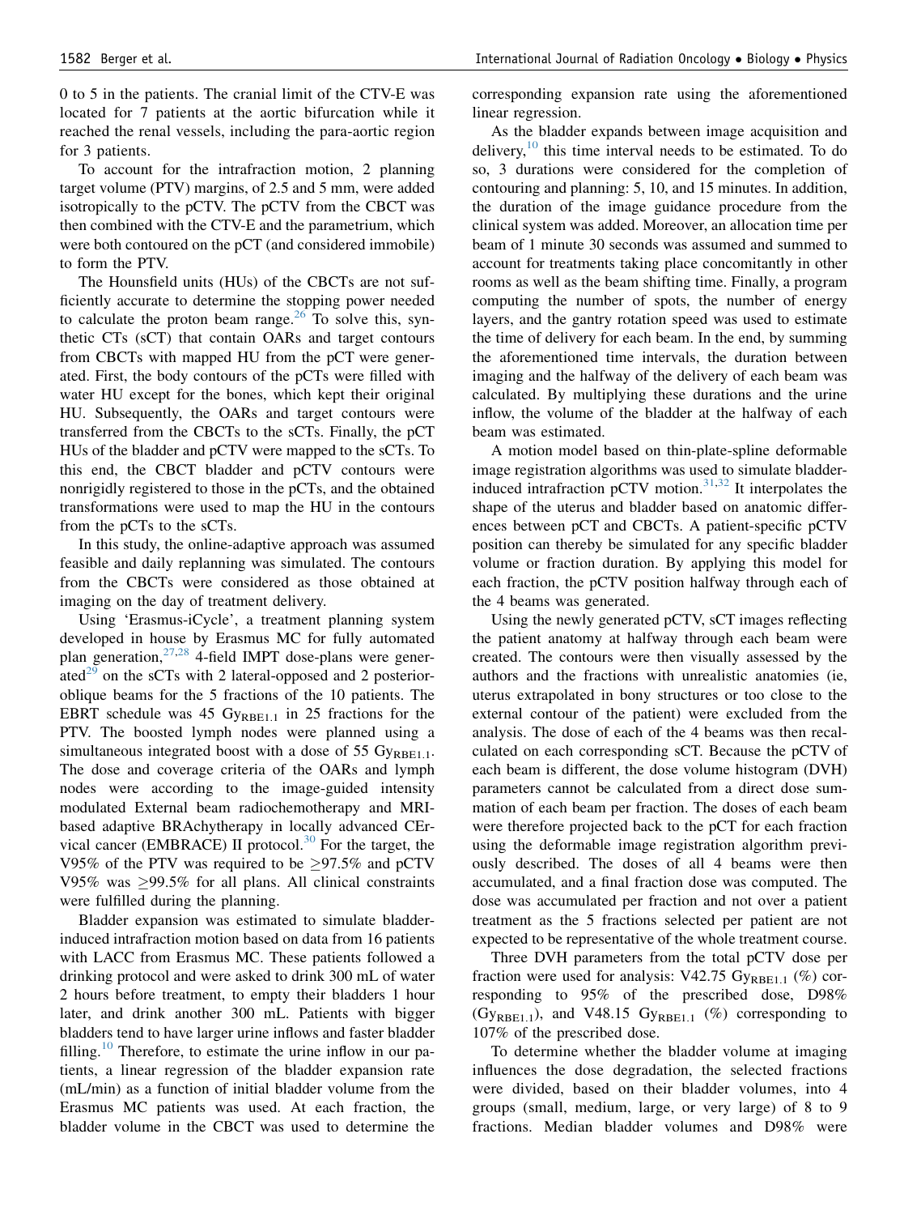0 to 5 in the patients. The cranial limit of the CTV-E was located for 7 patients at the aortic bifurcation while it reached the renal vessels, including the para-aortic region for 3 patients.

To account for the intrafraction motion, 2 planning target volume (PTV) margins, of 2.5 and 5 mm, were added isotropically to the pCTV. The pCTV from the CBCT was then combined with the CTV-E and the parametrium, which were both contoured on the pCT (and considered immobile) to form the PTV.

The Hounsfield units (HUs) of the CBCTs are not sufficiently accurate to determine the stopping power needed to calculate the proton beam range.[26] To solve this, synthetic CTs (sCT) that contain OARs and target contours from CBCTs with mapped HU from the pCT were generated. First, the body contours of the pCTs were filled with water HU except for the bones, which kept their original HU. Subsequently, the OARs and target contours were transferred from the CBCTs to the sCTs. Finally, the pCT HUs of the bladder and pCTV were mapped to the sCTs. To this end, the CBCT bladder and pCTV contours were nonrigidly registered to those in the pCTs, and the obtained transformations were used to map the HU in the contours from the pCTs to the sCTs.

In this study, the online-adaptive approach was assumed feasible and daily replanning was simulated. The contours from the CBCTs were considered as those obtained at imaging on the day of treatment delivery.

Using 'Erasmus-iCycle', a treatment planning system developed in house by Erasmus MC for fully automated plan generation,[27,28] 4-field IMPT dose-plans were generated[29] on the sCTs with 2 lateral-opposed and 2 posterior-oblique beams for the 5 fractions of the 10 patients. The EBRT schedule was 45 $Gy_{RBE1.1}$ in 25 fractions for the PTV. The boosted lymph nodes were planned using a simultaneous integrated boost with a dose of 55 $Gy_{RBE1.1}$. The dose and coverage criteria of the OARs and lymph nodes were according to the image-guided intensity modulated External beam radiochemotherapy and MRI-based adaptive BRAchytherapy in locally advanced CErvical cancer (EMBRACE) II protocol.[30] For the target, the V95% of the PTV was required to be ≥97.5% and pCTV V95% was ≥99.5% for all plans. All clinical constraints were fulfilled during the planning.

Bladder expansion was estimated to simulate bladder-induced intrafraction motion based on data from 16 patients with LACC from Erasmus MC. These patients followed a drinking protocol and were asked to drink 300 mL of water 2 hours before treatment, to empty their bladders 1 hour later, and drink another 300 mL. Patients with bigger bladders tend to have larger urine inflows and faster bladder filling.[10] Therefore, to estimate the urine inflow in our patients, a linear regression of the bladder expansion rate (mL/min) as a function of initial bladder volume from the Erasmus MC patients was used. At each fraction, the bladder volume in the CBCT was used to determine the corresponding expansion rate using the aforementioned linear regression.

As the bladder expands between image acquisition and delivery,[10] this time interval needs to be estimated. To do so, 3 durations were considered for the completion of contouring and planning: 5, 10, and 15 minutes. In addition, the duration of the image guidance procedure from the clinical system was added. Moreover, an allocation time per beam of 1 minute 30 seconds was assumed and summed to account for treatments taking place concomitantly in other rooms as well as the beam shifting time. Finally, a program computing the number of spots, the number of energy layers, and the gantry rotation speed was used to estimate the time of delivery for each beam. In the end, by summing the aforementioned time intervals, the duration between imaging and the halfway of the delivery of each beam was calculated. By multiplying these durations and the urine inflow, the volume of the bladder at the halfway of each beam was estimated.

A motion model based on thin-plate-spline deformable image registration algorithms was used to simulate bladder-induced intrafraction pCTV motion.[31,32] It interpolates the shape of the uterus and bladder based on anatomic differences between pCT and CBCTs. A patient-specific pCTV position can thereby be simulated for any specific bladder volume or fraction duration. By applying this model for each fraction, the pCTV position halfway through each of the 4 beams was generated.

Using the newly generated pCTV, sCT images reflecting the patient anatomy at halfway through each beam were created. The contours were then visually assessed by the authors and the fractions with unrealistic anatomies (ie, uterus extrapolated in bony structures or too close to the external contour of the patient) were excluded from the analysis. The dose of each of the 4 beams was then recalculated on each corresponding sCT. Because the pCTV of each beam is different, the dose volume histogram (DVH) parameters cannot be calculated from a direct dose summation of each beam per fraction. The doses of each beam were therefore projected back to the pCT for each fraction using the deformable image registration algorithm previously described. The doses of all 4 beams were then accumulated, and a final fraction dose was computed. The dose was accumulated per fraction and not over a patient treatment as the 5 fractions selected per patient are not expected to be representative of the whole treatment course.

Three DVH parameters from the total pCTV dose per fraction were used for analysis: V42.75 $Gy_{RBE1.1}$ (%) corresponding to 95% of the prescribed dose, D98% ($Gy_{RBE1.1}$), and V48.15 $Gy_{RBE1.1}$ (%) corresponding to 107% of the prescribed dose.

To determine whether the bladder volume at imaging influences the dose degradation, the selected fractions were divided, based on their bladder volumes, into 4 groups (small, medium, large, or very large) of 8 to 9 fractions. Median bladder volumes and D98% were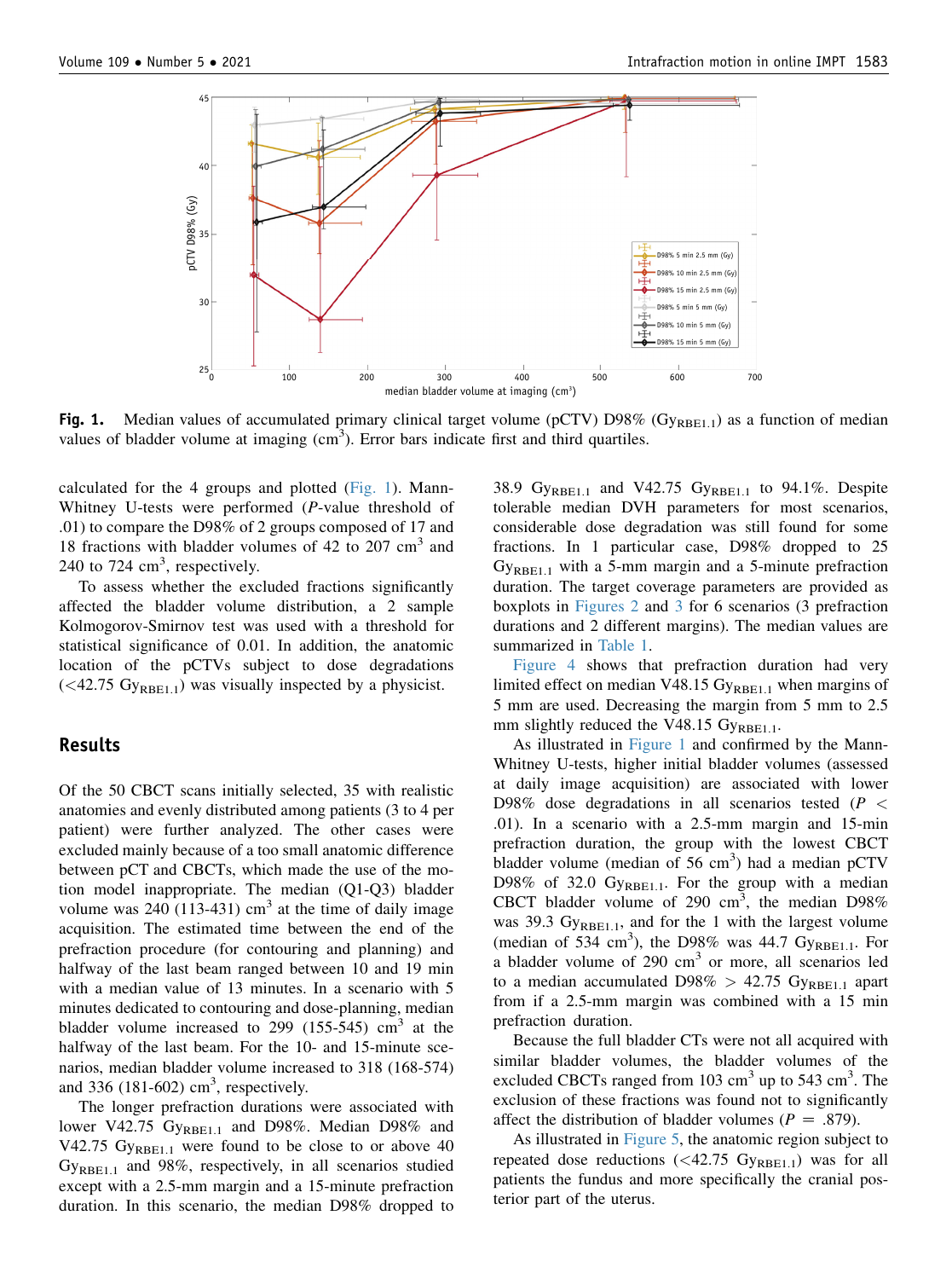**Fig. 1.** Median values of accumulated primary clinical target volume (pCTV) D98% ($Gy_{RBE1.1}$) as a function of median values of bladder volume at imaging ($cm^3$). Error bars indicate first and third quartiles.

calculated for the 4 groups and plotted (Fig. 1). Mann-Whitney U-tests were performed (*P*-value threshold of .01) to compare the D98% of 2 groups composed of 17 and 18 fractions with bladder volumes of 42 to 207 $cm^3$ and 240 to 724 $cm^3$, respectively.

To assess whether the excluded fractions significantly affected the bladder volume distribution, a 2 sample Kolmogorov-Smirnov test was used with a threshold for statistical significance of 0.01. In addition, the anatomic location of the pCTVs subject to dose degradations (<42.75 $Gy_{RBE1.1}$) was visually inspected by a physicist.

## Results

Of the 50 CBCT scans initially selected, 35 with realistic anatomies and evenly distributed among patients (3 to 4 per patient) were further analyzed. The other cases were excluded mainly because of a too small anatomic difference between pCT and CBCTs, which made the use of the motion model inappropriate. The median (Q1-Q3) bladder volume was 240 (113-431) $cm^3$ at the time of daily image acquisition. The estimated time between the end of the prefraction procedure (for contouring and planning) and halfway of the last beam ranged between 10 and 19 min with a median value of 13 minutes. In a scenario with 5 minutes dedicated to contouring and dose-planning, median bladder volume increased to 299 (155-545) $cm^3$ at the halfway of the last beam. For the 10- and 15-minute scenarios, median bladder volume increased to 318 (168-574) and 336 (181-602) $cm^3$, respectively.

The longer prefraction durations were associated with lower V42.75 $Gy_{RBE1.1}$ and D98%. Median D98% and V42.75 $Gy_{RBE1.1}$ were found to be close to or above 40 $Gy_{RBE1.1}$ and 98%, respectively, in all scenarios studied except with a 2.5-mm margin and a 15-minute prefraction duration. In this scenario, the median D98% dropped to 38.9 $Gy_{RBE1.1}$ and V42.75 $Gy_{RBE1.1}$ to 94.1%. Despite tolerable median DVH parameters for most scenarios, considerable dose degradation was still found for some fractions. In 1 particular case, D98% dropped to 25 $Gy_{RBE1.1}$ with a 5-mm margin and a 5-minute prefraction duration. The target coverage parameters are provided as boxplots in Figures 2 and 3 for 6 scenarios (3 prefraction durations and 2 different margins). The median values are summarized in Table 1.

Figure 4 shows that prefraction duration had very limited effect on median V48.15 $Gy_{RBE1.1}$ when margins of 5 mm are used. Decreasing the margin from 5 mm to 2.5 mm slightly reduced the V48.15 $Gy_{RBE1.1}$.

As illustrated in Figure 1 and confirmed by the Mann-Whitney U-tests, higher initial bladder volumes (assessed at daily image acquisition) are associated with lower D98% dose degradations in all scenarios tested ($P < .01$). In a scenario with a 2.5-mm margin and 15-min prefraction duration, the group with the lowest CBCT bladder volume (median of 56 $cm^3$) had a median pCTV D98% of 32.0 $Gy_{RBE1.1}$. For the group with a median CBCT bladder volume of 290 $cm^3$, the median D98% was 39.3 $Gy_{RBE1.1}$, and for the 1 with the largest volume (median of 534 $cm^3$), the D98% was 44.7 $Gy_{RBE1.1}$. For a bladder volume of 290 $cm^3$ or more, all scenarios led to a median accumulated D98% > 42.75 $Gy_{RBE1.1}$ apart from if a 2.5-mm margin was combined with a 15 min prefraction duration.

Because the full bladder CTs were not all acquired with similar bladder volumes, the bladder volumes of the excluded CBCTs ranged from 103 $cm^3$ up to 543 $cm^3$. The exclusion of these fractions was found not to significantly affect the distribution of bladder volumes ($P = .879$).

As illustrated in Figure 5, the anatomic region subject to repeated dose reductions (<42.75 $Gy_{RBE1.1}$) was for all patients the fundus and more specifically the cranial posterior part of the uterus.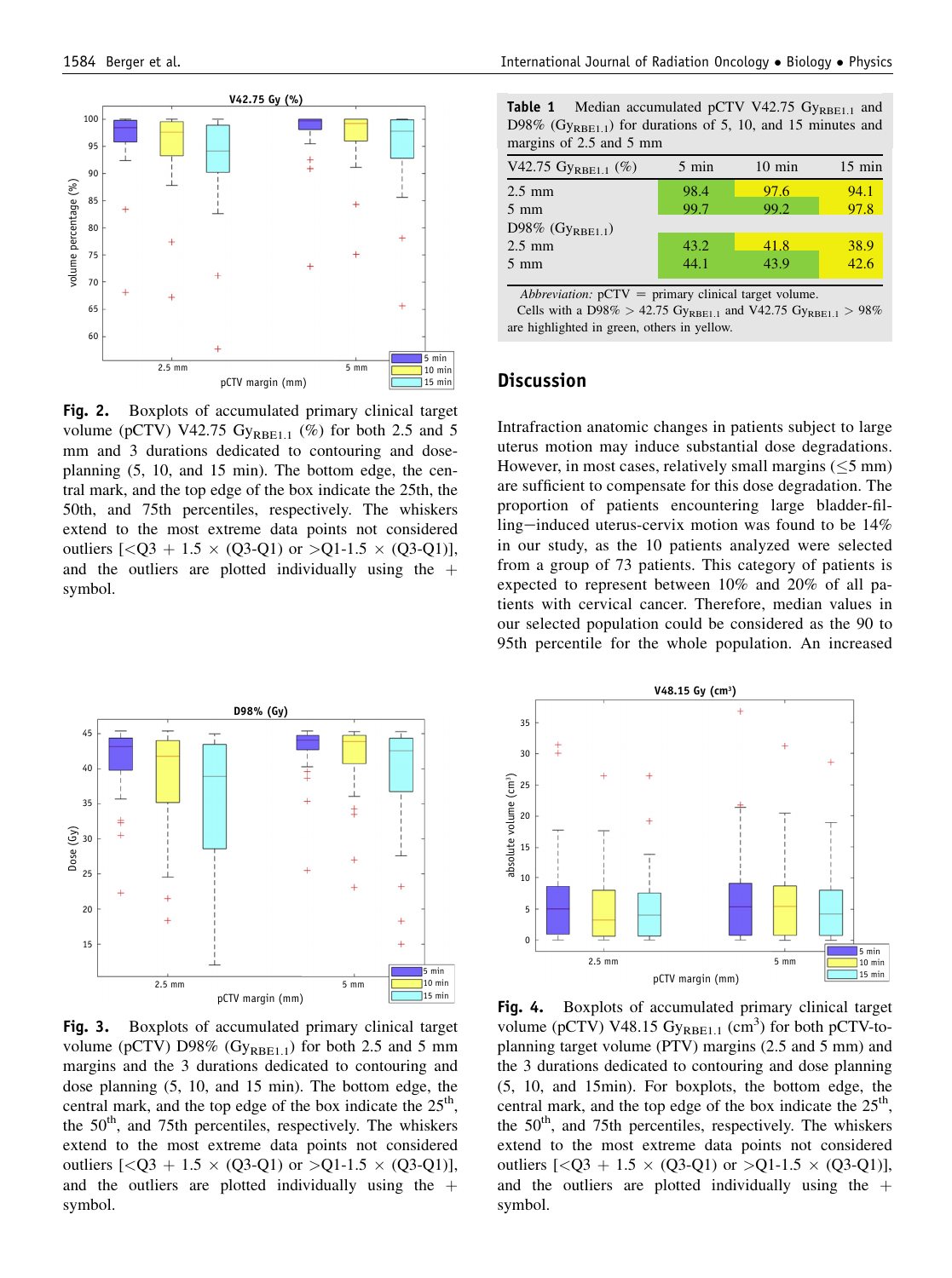**Fig. 2.** Boxplots of accumulated primary clinical target volume (pCTV) V42.75 $Gy_{RBE1.1}$ (%) for both 2.5 and 5 mm and 3 durations dedicated to contouring and dose-planning (5, 10, and 15 min). The bottom edge, the central mark, and the top edge of the box indicate the 25th, the 50th, and the 75th percentiles, respectively. The whiskers extend to the most extreme data points not considered outliers [<Q3 + 1.5 × (Q3-Q1) or >Q1-1.5 × (Q3-Q1)], and the outliers are plotted individually using the + symbol.

**Fig. 3.** Boxplots of accumulated primary clinical target volume (pCTV) D98% ($Gy_{RBE1.1}$) for both 2.5 and 5 mm margins and the 3 durations dedicated to contouring and dose planning (5, 10, and 15 min). The bottom edge, the central mark, and the top edge of the box indicate the $25^{th}$, the $50^{th}$, and the 75th percentiles, respectively. The whiskers extend to the most extreme data points not considered outliers [<Q3 + 1.5 × (Q3-Q1) or >Q1-1.5 × (Q3-Q1)], and the outliers are plotted individually using the + symbol.

**Table 1** Median accumulated pCTV V42.75 $Gy_{RBE1.1}$ and D98% ($Gy_{RBE1.1}$) for durations of 5, 10, and 15 minutes and margins of 2.5 and 5 mm

| V42.75 $Gy_{RBE1.1}$ (%) | 5 min | 10 min | 15 min |
|---|---|---|---|
| 2.5 mm | 98.4 | 97.6 | 94.1 |
| 5 mm | 99.7 | 99.2 | 97.8 |
| D98% ($Gy_{RBE1.1}$) | | | |
| 2.5 mm | 43.2 | 41.8 | 38.9 |
| 5 mm | 44.1 | 43.9 | 42.6 |

*Abbreviation:* pCTV = primary clinical target volume.
Cells with a D98% > 42.75 $Gy_{RBE1.1}$ and V42.75 $Gy_{RBE1.1}$ > 98% are highlighted in green, others in yellow.

## Discussion

Intrafraction anatomic changes in patients subject to large uterus motion may induce substantial dose degradations. However, in most cases, relatively small margins (≤5 mm) are sufficient to compensate for this dose degradation. The proportion of patients encountering large bladder-filling−induced uterus-cervix motion was found to be 14% in our study, as the 10 patients analyzed were selected from a group of 73 patients. This category of patients is expected to represent between 10% and 20% of all patients with cervical cancer. Therefore, median values in our selected population could be considered as the 90 to 95th percentile for the whole population. An increased

**Fig. 4.** Boxplots of accumulated primary clinical target volume (pCTV) V48.15 $Gy_{RBE1.1}$ ($cm^3$) for both pCTV-to-planning target volume (PTV) margins (2.5 and 5 mm) and the 3 durations dedicated to contouring and dose planning (5, 10, and 15min). For boxplots, the bottom edge, the central mark, and the top edge of the box indicate the $25^{th}$, the $50^{th}$, and 75th percentiles, respectively. The whiskers extend to the most extreme data points not considered outliers [<Q3 + 1.5 × (Q3-Q1) or >Q1-1.5 × (Q3-Q1)], and the outliers are plotted individually using the + symbol.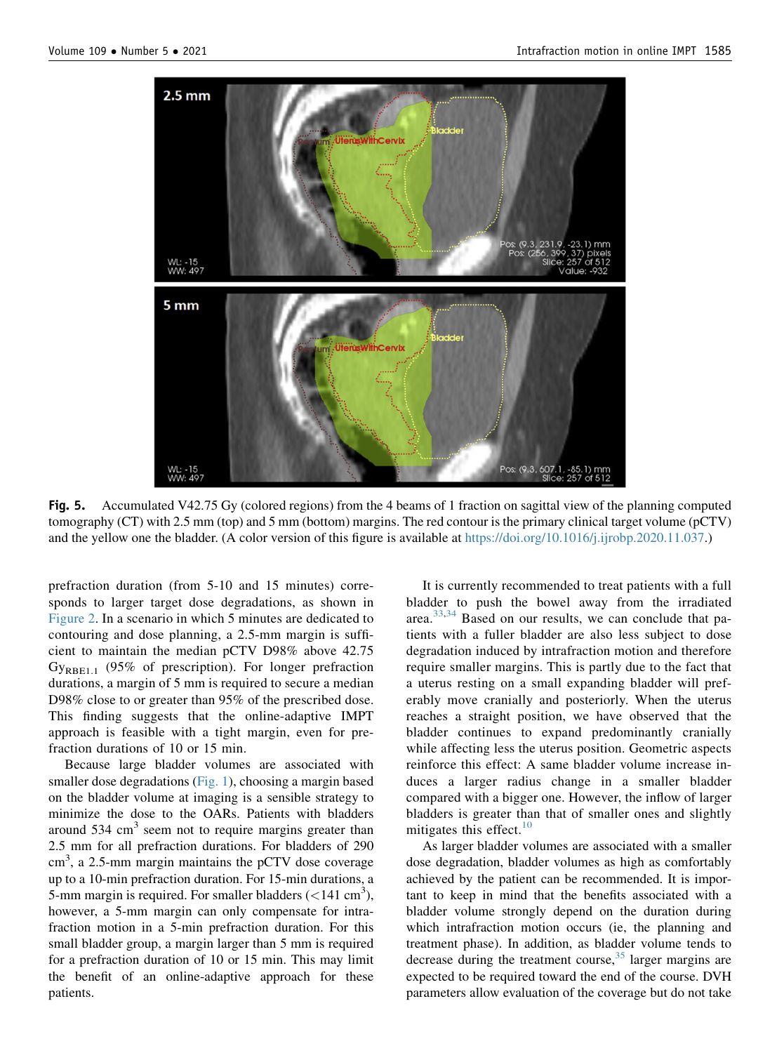**Fig. 5.** Accumulated V42.75 Gy (colored regions) from the 4 beams of 1 fraction on sagittal view of the planning computed tomography (CT) with 2.5 mm (top) and 5 mm (bottom) margins. The red contour is the primary clinical target volume (pCTV) and the yellow one the bladder. (A color version of this figure is available at https://doi.org/10.1016/j.ijrobp.2020.11.037.)

prefraction duration (from 5-10 and 15 minutes) corresponds to larger target dose degradations, as shown in Figure 2. In a scenario in which 5 minutes are dedicated to contouring and dose planning, a 2.5-mm margin is sufficient to maintain the median pCTV D98% above 42.75 $Gy_{RBE1.1}$ (95% of prescription). For longer prefraction durations, a margin of 5 mm is required to secure a median D98% close to or greater than 95% of the prescribed dose. This finding suggests that the online-adaptive IMPT approach is feasible with a tight margin, even for prefraction durations of 10 or 15 min.

Because large bladder volumes are associated with smaller dose degradations (Fig. 1), choosing a margin based on the bladder volume at imaging is a sensible strategy to minimize the dose to the OARs. Patients with bladders around 534 $cm^3$ seem not to require margins greater than 2.5 mm for all prefraction durations. For bladders of 290 $cm^3$, a 2.5-mm margin maintains the pCTV dose coverage up to a 10-min prefraction duration. For 15-min durations, a 5-mm margin is required. For smaller bladders (<141 $cm^3$), however, a 5-mm margin can only compensate for intrafraction motion in a 5-min prefraction duration. For this small bladder group, a margin larger than 5 mm is required for a prefraction duration of 10 or 15 min. This may limit the benefit of an online-adaptive approach for these patients.

It is currently recommended to treat patients with a full bladder to push the bowel away from the irradiated area.[33,34] Based on our results, we can conclude that patients with a fuller bladder are also less subject to dose degradation induced by intrafraction motion and therefore require smaller margins. This is partly due to the fact that a uterus resting on a small expanding bladder will preferably move cranially and posteriorly. When the uterus reaches a straight position, we have observed that the bladder continues to expand predominantly cranially while affecting less the uterus position. Geometric aspects reinforce this effect: A same bladder volume increase induces a larger radius change in a smaller bladder compared with a bigger one. However, the inflow of larger bladders is greater than that of smaller ones and slightly mitigates this effect.[10]

As larger bladder volumes are associated with a smaller dose degradation, bladder volumes as high as comfortably achieved by the patient can be recommended. It is important to keep in mind that the benefits associated with a bladder volume strongly depend on the duration during which intrafraction motion occurs (ie, the planning and treatment phase). In addition, as bladder volume tends to decrease during the treatment course,[35] larger margins are expected to be required toward the end of the course. DVH parameters allow evaluation of the coverage but do not take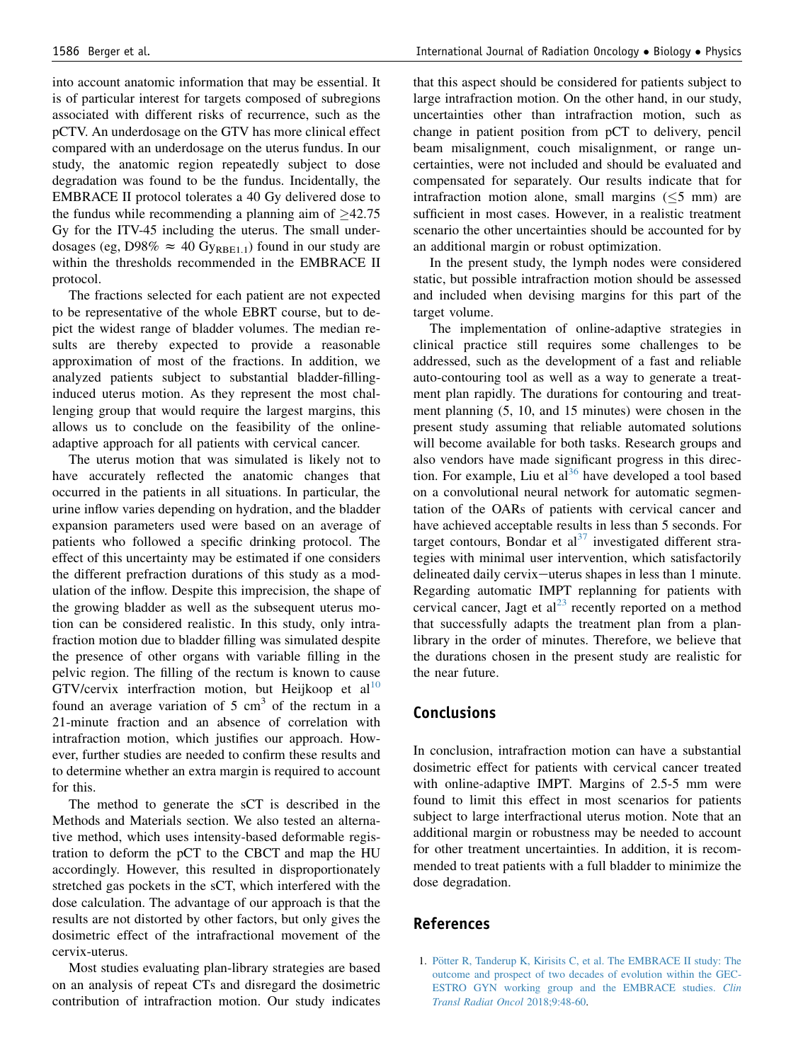into account anatomic information that may be essential. It is of particular interest for targets composed of subregions associated with different risks of recurrence, such as the pCTV. An underdosage on the GTV has more clinical effect compared with an underdosage on the uterus fundus. In our study, the anatomic region repeatedly subject to dose degradation was found to be the fundus. Incidentally, the EMBRACE II protocol tolerates a 40 Gy delivered dose to the fundus while recommending a planning aim of $\geq$42.75 Gy for the ITV-45 including the uterus. The small underdosages (eg, D98% $\approx$ 40 $Gy_{RBE1.1}$) found in our study are within the thresholds recommended in the EMBRACE II protocol.

The fractions selected for each patient are not expected to be representative of the whole EBRT course, but to depict the widest range of bladder volumes. The median results are thereby expected to provide a reasonable approximation of most of the fractions. In addition, we analyzed patients subject to substantial bladder-filling-induced uterus motion. As they represent the most challenging group that would require the largest margins, this allows us to conclude on the feasibility of the online-adaptive approach for all patients with cervical cancer.

The uterus motion that was simulated is likely not to have accurately reflected the anatomic changes that occurred in the patients in all situations. In particular, the urine inflow varies depending on hydration, and the bladder expansion parameters used were based on an average of patients who followed a specific drinking protocol. The effect of this uncertainty may be estimated if one considers the different prefraction durations of this study as a modulation of the inflow. Despite this imprecision, the shape of the growing bladder as well as the subsequent uterus motion can be considered realistic. In this study, only intrafraction motion due to bladder filling was simulated despite the presence of other organs with variable filling in the pelvic region. The filling of the rectum is known to cause GTV/cervix interfraction motion, but Heijkoop et al[10] found an average variation of 5 $cm^3$ of the rectum in a 21-minute fraction and an absence of correlation with intrafraction motion, which justifies our approach. However, further studies are needed to confirm these results and to determine whether an extra margin is required to account for this.

The method to generate the sCT is described in the Methods and Materials section. We also tested an alternative method, which uses intensity-based deformable registration to deform the pCT to the CBCT and map the HU accordingly. However, this resulted in disproportionately stretched gas pockets in the sCT, which interfered with the dose calculation. The advantage of our approach is that the results are not distorted by other factors, but only gives the dosimetric effect of the intrafractional movement of the cervix-uterus.

Most studies evaluating plan-library strategies are based on an analysis of repeat CTs and disregard the dosimetric contribution of intrafraction motion. Our study indicates that this aspect should be considered for patients subject to large intrafraction motion. On the other hand, in our study, uncertainties other than intrafraction motion, such as change in patient position from pCT to delivery, pencil beam misalignment, couch misalignment, or range uncertainties, were not included and should be evaluated and compensated for separately. Our results indicate that for intrafraction motion alone, small margins ($\leq$5 mm) are sufficient in most cases. However, in a realistic treatment scenario the other uncertainties should be accounted for by an additional margin or robust optimization.

In the present study, the lymph nodes were considered static, but possible intrafraction motion should be assessed and included when devising margins for this part of the target volume.

The implementation of online-adaptive strategies in clinical practice still requires some challenges to be addressed, such as the development of a fast and reliable auto-contouring tool as well as a way to generate a treatment plan rapidly. The durations for contouring and treatment planning (5, 10, and 15 minutes) were chosen in the present study assuming that reliable automated solutions will become available for both tasks. Research groups and also vendors have made significant progress in this direction. For example, Liu et al[36] have developed a tool based on a convolutional neural network for automatic segmentation of the OARs of patients with cervical cancer and have achieved acceptable results in less than 5 seconds. For target contours, Bondar et al[37] investigated different strategies with minimal user intervention, which satisfactorily delineated daily cervix−uterus shapes in less than 1 minute. Regarding automatic IMPT replanning for patients with cervical cancer, Jagt et al[23] recently reported on a method that successfully adapts the treatment plan from a plan-library in the order of minutes. Therefore, we believe that the durations chosen in the present study are realistic for the near future.

## Conclusions

In conclusion, intrafraction motion can have a substantial dosimetric effect for patients with cervical cancer treated with online-adaptive IMPT. Margins of 2.5-5 mm were found to limit this effect in most scenarios for patients subject to large interfractional uterus motion. Note that an additional margin or robustness may be needed to account for other treatment uncertainties. In addition, it is recommended to treat patients with a full bladder to minimize the dose degradation.

## References

1. Pötter R, Tanderup K, Kirisits C, et al. The EMBRACE II study: The outcome and prospect of two decades of evolution within the GEC-ESTRO GYN working group and the EMBRACE studies. *Clin Transl Radiat Oncol* 2018;9:48-60.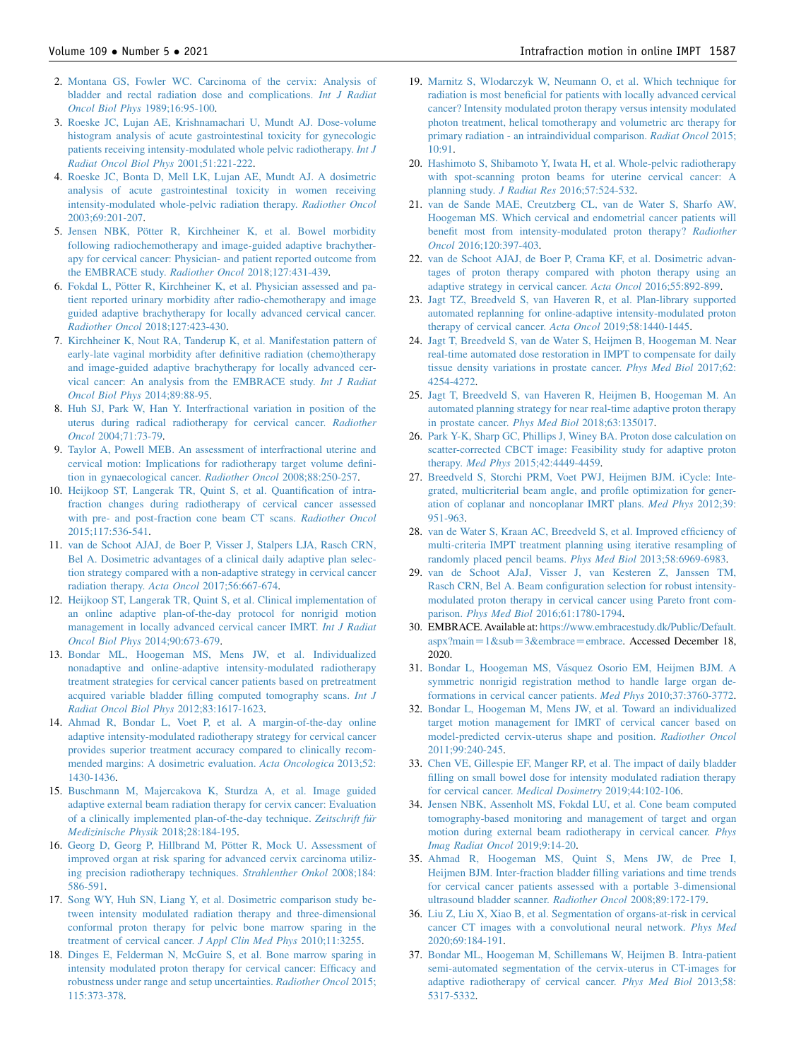2. Montana GS, Fowler WC. Carcinoma of the cervix: Analysis of bladder and rectal radiation dose and complications. *Int J Radiat Oncol Biol Phys* 1989;16:95-100.
3. Roeske JC, Lujan AE, Krishnamachari U, Mundt AJ. Dose-volume histogram analysis of acute gastrointestinal toxicity for gynecologic patients receiving intensity-modulated whole pelvic radiotherapy. *Int J Radiat Oncol Biol Phys* 2001;51:221-222.
4. Roeske JC, Bonta D, Mell LK, Lujan AE, Mundt AJ. A dosimetric analysis of acute gastrointestinal toxicity in women receiving intensity-modulated whole-pelvic radiation therapy. *Radiother Oncol* 2003;69:201-207.
5. Jensen NBK, Pötter R, Kirchheiner K, et al. Bowel morbidity following radiochemotherapy and image-guided adaptive brachytherapy for cervical cancer: Physician- and patient reported outcome from the EMBRACE study. *Radiother Oncol* 2018;127:431-439.
6. Fokdal L, Pötter R, Kirchheiner K, et al. Physician assessed and patient reported urinary morbidity after radio-chemotherapy and image guided adaptive brachytherapy for locally advanced cervical cancer. *Radiother Oncol* 2018;127:423-430.
7. Kirchheiner K, Nout RA, Tanderup K, et al. Manifestation pattern of early-late vaginal morbidity after definitive radiation (chemo)therapy and image-guided adaptive brachytherapy for locally advanced cervical cancer: An analysis from the EMBRACE study. *Int J Radiat Oncol Biol Phys* 2014;89:88-95.
8. Huh SJ, Park W, Han Y. Interfractional variation in position of the uterus during radical radiotherapy for cervical cancer. *Radiother Oncol* 2004;71:73-79.
9. Taylor A, Powell MEB. An assessment of interfractional uterine and cervical motion: Implications for radiotherapy target volume definition in gynaecological cancer. *Radiother Oncol* 2008;88:250-257.
10. Heijkoop ST, Langerak TR, Quint S, et al. Quantification of intra-fraction changes during radiotherapy of cervical cancer assessed with pre- and post-fraction cone beam CT scans. *Radiother Oncol* 2015;117:536-541.
11. van de Schoot AJAJ, de Boer P, Visser J, Stalpers LJA, Rasch CRN, Bel A. Dosimetric advantages of a clinical daily adaptive plan selection strategy compared with a non-adaptive strategy in cervical cancer radiation therapy. *Acta Oncol* 2017;56:667-674.
12. Heijkoop ST, Langerak TR, Quint S, et al. Clinical implementation of an online adaptive plan-of-the-day protocol for nonrigid motion management in locally advanced cervical cancer IMRT. *Int J Radiat Oncol Biol Phys* 2014;90:673-679.
13. Bondar ML, Hoogeman MS, Mens JW, et al. Individualized nonadaptive and online-adaptive intensity-modulated radiotherapy treatment strategies for cervical cancer patients based on pretreatment acquired variable bladder filling computed tomography scans. *Int J Radiat Oncol Biol Phys* 2012;83:1617-1623.
14. Ahmad R, Bondar L, Voet P, et al. A margin-of-the-day online adaptive intensity-modulated radiotherapy strategy for cervical cancer provides superior treatment accuracy compared to clinically recommended margins: A dosimetric evaluation. *Acta Oncologica* 2013;52:1430-1436.
15. Buschmann M, Majercakova K, Sturdza A, et al. Image guided adaptive external beam radiation therapy for cervix cancer: Evaluation of a clinically implemented plan-of-the-day technique. *Zeitschrift für Medizinische Physik* 2018;28:184-195.
16. Georg D, Georg P, Hillbrand M, Pötter R, Mock U. Assessment of improved organ at risk sparing for advanced cervix carcinoma utilizing precision radiotherapy techniques. *Strahlenther Onkol* 2008;184:586-591.
17. Song WY, Huh SN, Liang Y, et al. Dosimetric comparison study between intensity modulated radiation therapy and three-dimensional conformal proton therapy for pelvic bone marrow sparing in the treatment of cervical cancer. *J Appl Clin Med Phys* 2010;11:3255.
18. Dinges E, Felderman N, McGuire S, et al. Bone marrow sparing in intensity modulated proton therapy for cervical cancer: Efficacy and robustness under range and setup uncertainties. *Radiother Oncol* 2015;115:373-378.
19. Marnitz S, Wlodarczyk W, Neumann O, et al. Which technique for radiation is most beneficial for patients with locally advanced cervical cancer? Intensity modulated proton therapy versus intensity modulated photon treatment, helical tomotherapy and volumetric arc therapy for primary radiation - an intraindividual comparison. *Radiat Oncol* 2015;10:91.
20. Hashimoto S, Shibamoto Y, Iwata H, et al. Whole-pelvic radiotherapy with spot-scanning proton beams for uterine cervical cancer: A planning study. *J Radiat Res* 2016;57:524-532.
21. van de Sande MAE, Creutzberg CL, van de Water S, Sharfo AW, Hoogeman MS. Which cervical and endometrial cancer patients will benefit most from intensity-modulated proton therapy? *Radiother Oncol* 2016;120:397-403.
22. van de Schoot AJAJ, de Boer P, Crama KF, et al. Dosimetric advantages of proton therapy compared with photon therapy using an adaptive strategy in cervical cancer. *Acta Oncol* 2016;55:892-899.
23. Jagt TZ, Breedveld S, van Haveren R, et al. Plan-library supported automated replanning for online-adaptive intensity-modulated proton therapy of cervical cancer. *Acta Oncol* 2019;58:1440-1445.
24. Jagt T, Breedveld S, van de Water S, Heijmen B, Hoogeman M. Near real-time automated dose restoration in IMPT to compensate for daily tissue density variations in prostate cancer. *Phys Med Biol* 2017;62:4254-4272.
25. Jagt T, Breedveld S, van Haveren R, Heijmen B, Hoogeman M. An automated planning strategy for near real-time adaptive proton therapy in prostate cancer. *Phys Med Biol* 2018;63:135017.
26. Park Y-K, Sharp GC, Phillips J, Winey BA. Proton dose calculation on scatter-corrected CBCT image: Feasibility study for adaptive proton therapy. *Med Phys* 2015;42:4449-4459.
27. Breedveld S, Storchi PRM, Voet PWJ, Heijmen BJM. iCycle: Integrated, multicriterial beam angle, and profile optimization for generation of coplanar and noncoplanar IMRT plans. *Med Phys* 2012;39:951-963.
28. van de Water S, Kraan AC, Breedveld S, et al. Improved efficiency of multi-criteria IMPT treatment planning using iterative resampling of randomly placed pencil beams. *Phys Med Biol* 2013;58:6969-6983.
29. van de Schoot AJaJ, Visser J, van Kesteren Z, Janssen TM, Rasch CRN, Bel A. Beam configuration selection for robust intensity-modulated proton therapy in cervical cancer using Pareto front comparison. *Phys Med Biol* 2016;61:1780-1794.
30. EMBRACE. Available at: https://www.embracestudy.dk/Public/Default.aspx?main=1&sub=3&embrace=embrace. Accessed December 18, 2020.
31. Bondar L, Hoogeman MS, Vásquez Osorio EM, Heijmen BJM. A symmetric nonrigid registration method to handle large organ deformations in cervical cancer patients. *Med Phys* 2010;37:3760-3772.
32. Bondar L, Hoogeman M, Mens JW, et al. Toward an individualized target motion management for IMRT of cervical cancer based on model-predicted cervix-uterus shape and position. *Radiother Oncol* 2011;99:240-245.
33. Chen VE, Gillespie EF, Manger RP, et al. The impact of daily bladder filling on small bowel dose for intensity modulated radiation therapy for cervical cancer. *Medical Dosimetry* 2019;44:102-106.
34. Jensen NBK, Assenholt MS, Fokdal LU, et al. Cone beam computed tomography-based monitoring and management of target and organ motion during external beam radiotherapy in cervical cancer. *Phys Imag Radiat Oncol* 2019;9:14-20.
35. Ahmad R, Hoogeman MS, Quint S, Mens JW, de Pree I, Heijmen BJM. Inter-fraction bladder filling variations and time trends for cervical cancer patients assessed with a portable 3-dimensional ultrasound bladder scanner. *Radiother Oncol* 2008;89:172-179.
36. Liu Z, Liu X, Xiao B, et al. Segmentation of organs-at-risk in cervical cancer CT images with a convolutional neural network. *Phys Med* 2020;69:184-191.
37. Bondar ML, Hoogeman M, Schillemans W, Heijmen B. Intra-patient semi-automated segmentation of the cervix-uterus in CT-images for adaptive radiotherapy of cervical cancer. *Phys Med Biol* 2013;58:5317-5332.